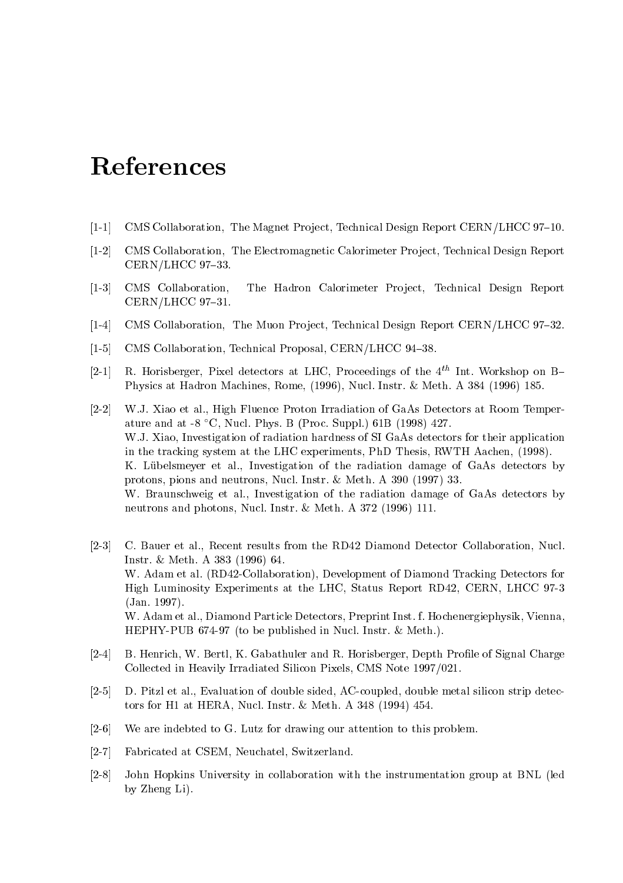# References

[1-1] CMS Collaboration, The Magnet Project, Technical Design Report CERN/LHCC 97–10.

[1-2] CMS Collaboration, The Electromagnetic Calorimeter Project, Technical Design Report CERN/LHCC 97–33.

[1-3] CMS Collaboration, The Hadron Calorimeter Project, Technical Design Report CERN/LHCC 97–31.

[1-4] CMS Collaboration, The Muon Project, Technical Design Report CERN/LHCC 97–32.

[1-5] CMS Collaboration, Technical Proposal, CERN/LHCC 94–38.

[2-1] R. Horisberger, Pixel detectors at LHC, Proceedings of the $4^{th}$ Int. Workshop on B–Physics at Hadron Machines, Rome, (1996), Nucl. Instr. & Meth. A 384 (1996) 185.

[2-2] W.J. Xiao et al., High Fluence Proton Irradiation of GaAs Detectors at Room Temperature and at -8 °C, Nucl. Phys. B (Proc. Suppl.) 61B (1998) 427.
W.J. Xiao, Investigation of radiation hardness of SI GaAs detectors for their application in the tracking system at the LHC experiments, PhD Thesis, RWTH Aachen, (1998).
K. Lübelsmeyer et al., Investigation of the radiation damage of GaAs detectors by protons, pions and neutrons, Nucl. Instr. & Meth. A 390 (1997) 33.
W. Braunschweig et al., Investigation of the radiation damage of GaAs detectors by neutrons and photons, Nucl. Instr. & Meth. A 372 (1996) 111.

[2-3] C. Bauer et al., Recent results from the RD42 Diamond Detector Collaboration, Nucl. Instr. & Meth. A 383 (1996) 64.
W. Adam et al. (RD42-Collaboration), Development of Diamond Tracking Detectors for High Luminosity Experiments at the LHC, Status Report RD42, CERN, LHCC 97-3 (Jan. 1997).
W. Adam et al., Diamond Particle Detectors, Preprint Inst. f. Hochenergiephysik, Vienna, HEPHY-PUB 674-97 (to be published in Nucl. Instr. & Meth.).

[2-4] B. Henrich, W. Bertl, K. Gabathuler and R. Horisberger, Depth Profile of Signal Charge Collected in Heavily Irradiated Silicon Pixels, CMS Note 1997/021.

[2-5] D. Pitzl et al., Evaluation of double sided, AC-coupled, double metal silicon strip detectors for H1 at HERA, Nucl. Instr. & Meth. A 348 (1994) 454.

[2-6] We are indebted to G. Lutz for drawing our attention to this problem.

[2-7] Fabricated at CSEM, Neuchatel, Switzerland.

[2-8] John Hopkins University in collaboration with the instrumentation group at BNL (led by Zheng Li).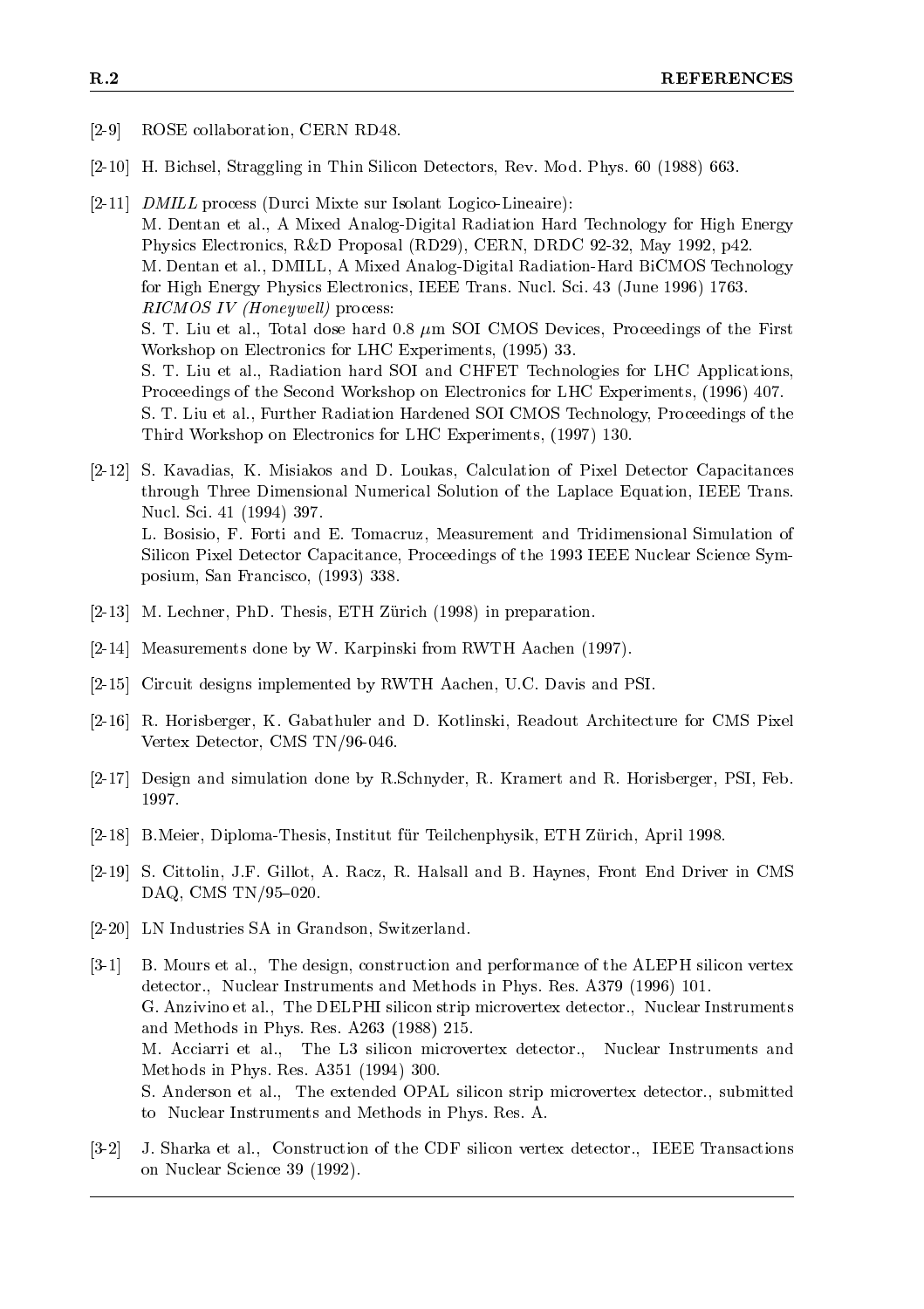[2-9] ROSE collaboration, CERN RD48.

[2-10] H. Bichsel, Straggling in Thin Silicon Detectors, Rev. Mod. Phys. 60 (1988) 663.

[2-11] *DMILL* process (Durci Mixte sur Isolant Logico-Lineaire):
M. Dentan et al., A Mixed Analog-Digital Radiation Hard Technology for High Energy Physics Electronics, R&D Proposal (RD29), CERN, DRDC 92-32, May 1992, p42.
M. Dentan et al., DMILL, A Mixed Analog-Digital Radiation-Hard BiCMOS Technology for High Energy Physics Electronics, IEEE Trans. Nucl. Sci. 43 (June 1996) 1763.
*RICMOS IV (Honeywell)* process:
S. T. Liu et al., Total dose hard 0.8 $\mu$m SOI CMOS Devices, Proceedings of the First Workshop on Electronics for LHC Experiments, (1995) 33.
S. T. Liu et al., Radiation hard SOI and CHFET Technologies for LHC Applications, Proceedings of the Second Workshop on Electronics for LHC Experiments, (1996) 407.
S. T. Liu et al., Further Radiation Hardened SOI CMOS Technology, Proceedings of the Third Workshop on Electronics for LHC Experiments, (1997) 130.

[2-12] S. Kavadias, K. Misiakos and D. Loukas, Calculation of Pixel Detector Capacitances through Three Dimensional Numerical Solution of the Laplace Equation, IEEE Trans. Nucl. Sci. 41 (1994) 397.
L. Bosisio, F. Forti and E. Tomacruz, Measurement and Tridimensional Simulation of Silicon Pixel Detector Capacitance, Proceedings of the 1993 IEEE Nuclear Science Symposium, San Francisco, (1993) 338.

[2-13] M. Lechner, PhD. Thesis, ETH Zürich (1998) in preparation.

[2-14] Measurements done by W. Karpinski from RWTH Aachen (1997).

[2-15] Circuit designs implemented by RWTH Aachen, U.C. Davis and PSI.

[2-16] R. Horisberger, K. Gabathuler and D. Kotlinski, Readout Architecture for CMS Pixel Vertex Detector, CMS TN/96-046.

[2-17] Design and simulation done by R.Schnyder, R. Kramert and R. Horisberger, PSI, Feb. 1997.

[2-18] B.Meier, Diploma-Thesis, Institut für Teilchenphysik, ETH Zürich, April 1998.

[2-19] S. Cittolin, J.F. Gillot, A. Racz, R. Halsall and B. Haynes, Front End Driver in CMS DAQ, CMS TN/95–020.

[2-20] LN Industries SA in Grandson, Switzerland.

[3-1] B. Mours et al., The design, construction and performance of the ALEPH silicon vertex detector., Nuclear Instruments and Methods in Phys. Res. A379 (1996) 101.
G. Anzivino et al., The DELPHI silicon strip microvertex detector., Nuclear Instruments and Methods in Phys. Res. A263 (1988) 215.
M. Acciarri et al., The L3 silicon microvertex detector., Nuclear Instruments and Methods in Phys. Res. A351 (1994) 300.
S. Anderson et al., The extended OPAL silicon strip microvertex detector., submitted to Nuclear Instruments and Methods in Phys. Res. A.

[3-2] J. Sharka et al., Construction of the CDF silicon vertex detector., IEEE Transactions on Nuclear Science 39 (1992).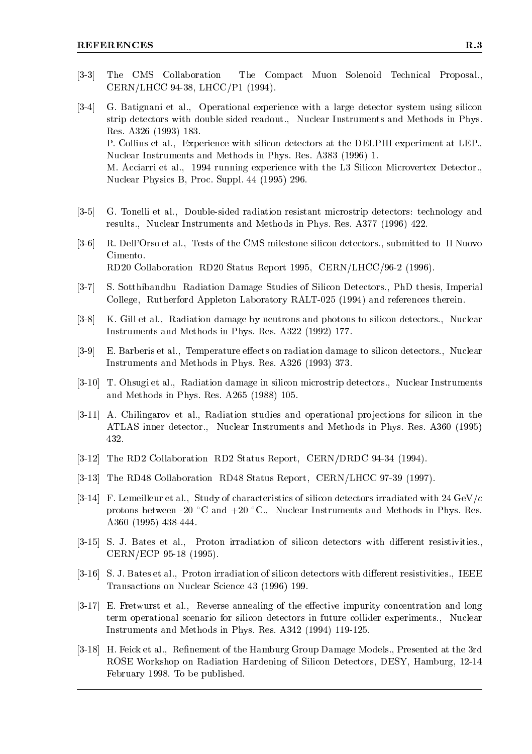[3-3] The CMS Collaboration The Compact Muon Solenoid Technical Proposal., CERN/LHCC 94-38, LHCC/P1 (1994).

[3-4] G. Batignani et al., Operational experience with a large detector system using silicon strip detectors with double sided readout., Nuclear Instruments and Methods in Phys. Res. A326 (1993) 183.
P. Collins et al., Experience with silicon detectors at the DELPHI experiment at LEP., Nuclear Instruments and Methods in Phys. Res. A383 (1996) 1.
M. Acciarri et al., 1994 running experience with the L3 Silicon Microvertex Detector., Nuclear Physics B, Proc. Suppl. 44 (1995) 296.

[3-5] G. Tonelli et al., Double-sided radiation resistant microstrip detectors: technology and results., Nuclear Instruments and Methods in Phys. Res. A377 (1996) 422.

[3-6] R. Dell'Orso et al., Tests of the CMS milestone silicon detectors., submitted to Il Nuovo Cimento.
RD20 Collaboration RD20 Status Report 1995, CERN/LHCC/96-2 (1996).

[3-7] S. Sotthibandhu Radiation Damage Studies of Silicon Detectors., PhD thesis, Imperial College, Rutherford Appleton Laboratory RALT-025 (1994) and references therein.

[3-8] K. Gill et al., Radiation damage by neutrons and photons to silicon detectors., Nuclear Instruments and Methods in Phys. Res. A322 (1992) 177.

[3-9] E. Barberis et al., Temperature effects on radiation damage to silicon detectors., Nuclear Instruments and Methods in Phys. Res. A326 (1993) 373.

[3-10] T. Ohsugi et al., Radiation damage in silicon microstrip detectors., Nuclear Instruments and Methods in Phys. Res. A265 (1988) 105.

[3-11] A. Chilingarov et al., Radiation studies and operational projections for silicon in the ATLAS inner detector., Nuclear Instruments and Methods in Phys. Res. A360 (1995) 432.

[3-12] The RD2 Collaboration RD2 Status Report, CERN/DRDC 94-34 (1994).

[3-13] The RD48 Collaboration RD48 Status Report, CERN/LHCC 97-39 (1997).

[3-14] F. Lemeilleur et al., Study of characteristics of silicon detectors irradiated with 24 GeV/$c$ protons between -20 °C and +20 °C., Nuclear Instruments and Methods in Phys. Res. A360 (1995) 438-444.

[3-15] S. J. Bates et al., Proton irradiation of silicon detectors with different resistivities., CERN/ECP 95-18 (1995).

[3-16] S. J. Bates et al., Proton irradiation of silicon detectors with different resistivities., IEEE Transactions on Nuclear Science 43 (1996) 199.

[3-17] E. Fretwurst et al., Reverse annealing of the effective impurity concentration and long term operational scenario for silicon detectors in future collider experiments., Nuclear Instruments and Methods in Phys. Res. A342 (1994) 119-125.

[3-18] H. Feick et al., Refinement of the Hamburg Group Damage Models., Presented at the 3rd ROSE Workshop on Radiation Hardening of Silicon Detectors, DESY, Hamburg, 12-14 February 1998. To be published.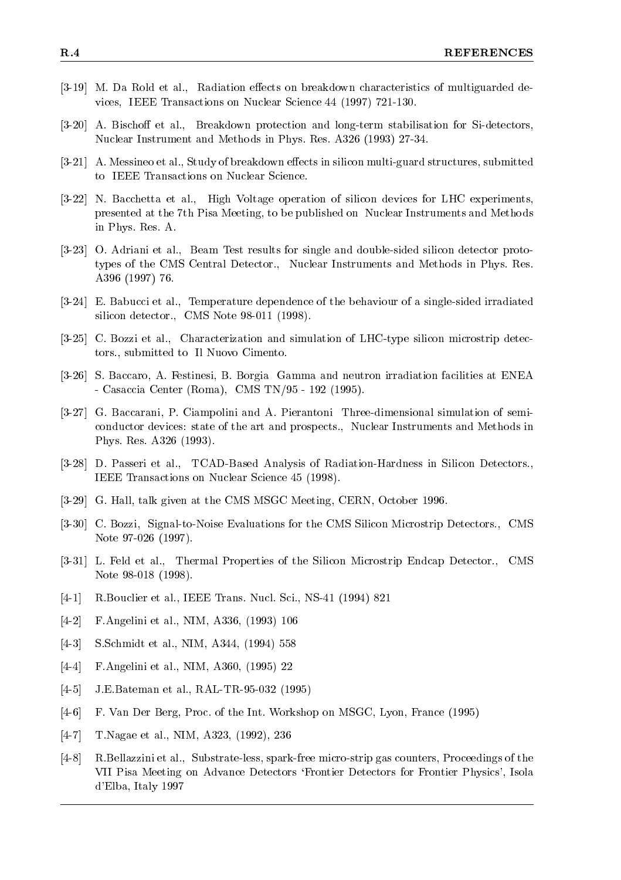[3-19] M. Da Rold et al., Radiation effects on breakdown characteristics of multiguarded devices, IEEE Transactions on Nuclear Science 44 (1997) 721-130.

[3-20] A. Bischoff et al., Breakdown protection and long-term stabilisation for Si-detectors, Nuclear Instrument and Methods in Phys. Res. A326 (1993) 27-34.

[3-21] A. Messineo et al., Study of breakdown effects in silicon multi-guard structures, submitted to IEEE Transactions on Nuclear Science.

[3-22] N. Bacchetta et al., High Voltage operation of silicon devices for LHC experiments, presented at the 7th Pisa Meeting, to be published on Nuclear Instruments and Methods in Phys. Res. A.

[3-23] O. Adriani et al., Beam Test results for single and double-sided silicon detector prototypes of the CMS Central Detector., Nuclear Instruments and Methods in Phys. Res. A396 (1997) 76.

[3-24] E. Babucci et al., Temperature dependence of the behaviour of a single-sided irradiated silicon detector., CMS Note 98-011 (1998).

[3-25] C. Bozzi et al., Characterization and simulation of LHC-type silicon microstrip detectors., submitted to Il Nuovo Cimento.

[3-26] S. Baccaro, A. Festinesi, B. Borgia Gamma and neutron irradiation facilities at ENEA - Casaccia Center (Roma), CMS TN/95 - 192 (1995).

[3-27] G. Baccarani, P. Ciampolini and A. Pierantoni Three-dimensional simulation of semiconductor devices: state of the art and prospects., Nuclear Instruments and Methods in Phys. Res. A326 (1993).

[3-28] D. Passeri et al., TCAD-Based Analysis of Radiation-Hardness in Silicon Detectors., IEEE Transactions on Nuclear Science 45 (1998).

[3-29] G. Hall, talk given at the CMS MSGC Meeting, CERN, October 1996.

[3-30] C. Bozzi, Signal-to-Noise Evaluations for the CMS Silicon Microstrip Detectors., CMS Note 97-026 (1997).

[3-31] L. Feld et al., Thermal Properties of the Silicon Microstrip Endcap Detector., CMS Note 98-018 (1998).

[4-1] R.Bouclier et al., IEEE Trans. Nucl. Sci., NS-41 (1994) 821

[4-2] F.Angelini et al., NIM, A336, (1993) 106

[4-3] S.Schmidt et al., NIM, A344, (1994) 558

[4-4] F.Angelini et al., NIM, A360, (1995) 22

[4-5] J.E.Bateman et al., RAL-TR-95-032 (1995)

[4-6] F. Van Der Berg, Proc. of the Int. Workshop on MSGC, Lyon, France (1995)

[4-7] T.Nagae et al., NIM, A323, (1992), 236

[4-8] R.Bellazzini et al., Substrate-less, spark-free micro-strip gas counters, Proceedings of the VII Pisa Meeting on Advance Detectors 'Frontier Detectors for Frontier Physics', Isola d'Elba, Italy 1997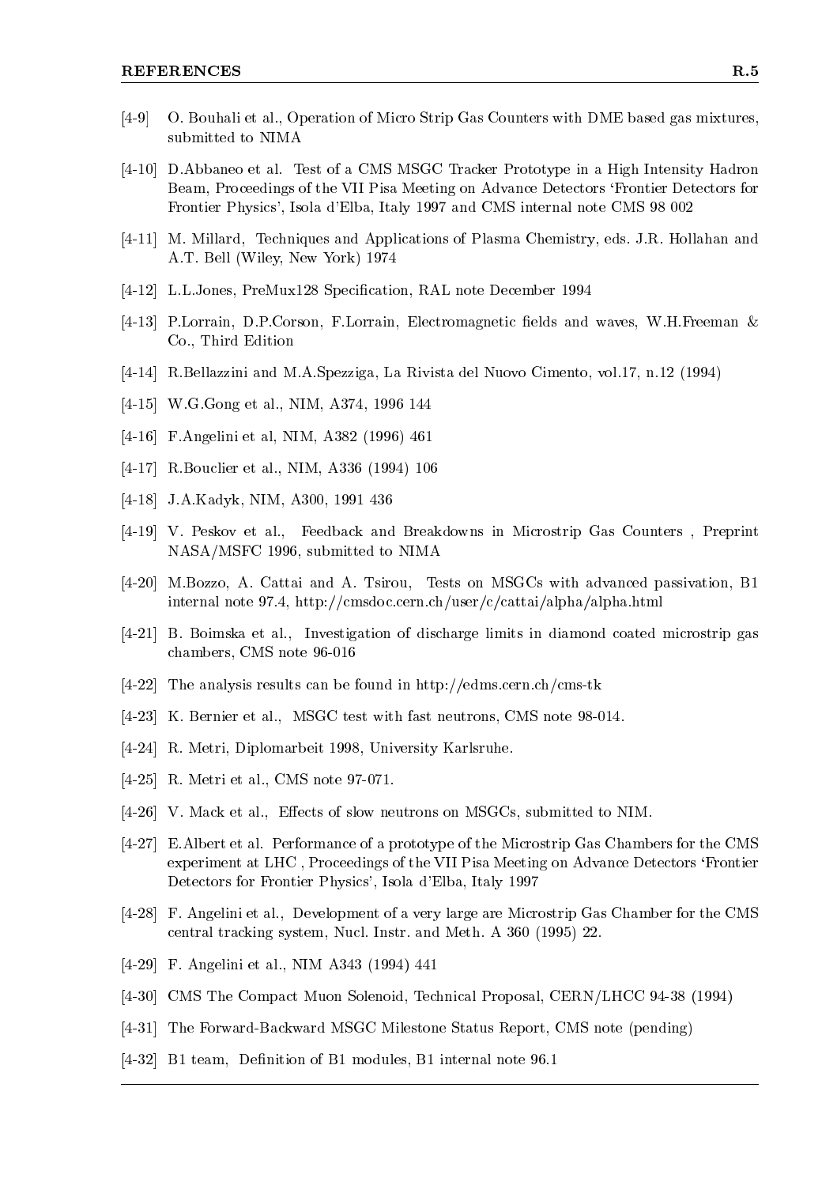- [4-9] O. Bouhali et al., Operation of Micro Strip Gas Counters with DME based gas mixtures, submitted to NIMA

- [4-10] D.Abbaneo et al. Test of a CMS MSGC Tracker Prototype in a High Intensity Hadron Beam, Proceedings of the VII Pisa Meeting on Advance Detectors 'Frontier Detectors for Frontier Physics', Isola d'Elba, Italy 1997 and CMS internal note CMS 98 002

- [4-11] M. Millard, Techniques and Applications of Plasma Chemistry, eds. J.R. Hollahan and A.T. Bell (Wiley, New York) 1974

- [4-12] L.L.Jones, PreMux128 Specification, RAL note December 1994

- [4-13] P.Lorrain, D.P.Corson, F.Lorrain, Electromagnetic fields and waves, W.H.Freeman & Co., Third Edition

- [4-14] R.Bellazzini and M.A.Spezziga, La Rivista del Nuovo Cimento, vol.17, n.12 (1994)

- [4-15] W.G.Gong et al., NIM, A374, 1996 144

- [4-16] F.Angelini et al, NIM, A382 (1996) 461

- [4-17] R.Bouclier et al., NIM, A336 (1994) 106

- [4-18] J.A.Kadyk, NIM, A300, 1991 436

- [4-19] V. Peskov et al., Feedback and Breakdowns in Microstrip Gas Counters , Preprint NASA/MSFC 1996, submitted to NIMA

- [4-20] M.Bozzo, A. Cattai and A. Tsirou, Tests on MSGCs with advanced passivation, B1 internal note 97.4, http://cmsdoc.cern.ch/user/c/cattai/alpha/alpha.html

- [4-21] B. Boimska et al., Investigation of discharge limits in diamond coated microstrip gas chambers, CMS note 96-016

- [4-22] The analysis results can be found in http://edms.cern.ch/cms-tk

- [4-23] K. Bernier et al., MSGC test with fast neutrons, CMS note 98-014.

- [4-24] R. Metri, Diplomarbeit 1998, University Karlsruhe.

- [4-25] R. Metri et al., CMS note 97-071.

- [4-26] V. Mack et al., Effects of slow neutrons on MSGCs, submitted to NIM.

- [4-27] E.Albert et al. Performance of a prototype of the Microstrip Gas Chambers for the CMS experiment at LHC , Proceedings of the VII Pisa Meeting on Advance Detectors 'Frontier Detectors for Frontier Physics', Isola d'Elba, Italy 1997

- [4-28] F. Angelini et al., Development of a very large are Microstrip Gas Chamber for the CMS central tracking system, Nucl. Instr. and Meth. A 360 (1995) 22.

- [4-29] F. Angelini et al., NIM A343 (1994) 441

- [4-30] CMS The Compact Muon Solenoid, Technical Proposal, CERN/LHCC 94-38 (1994)

- [4-31] The Forward-Backward MSGC Milestone Status Report, CMS note (pending)

- [4-32] B1 team, Definition of B1 modules, B1 internal note 96.1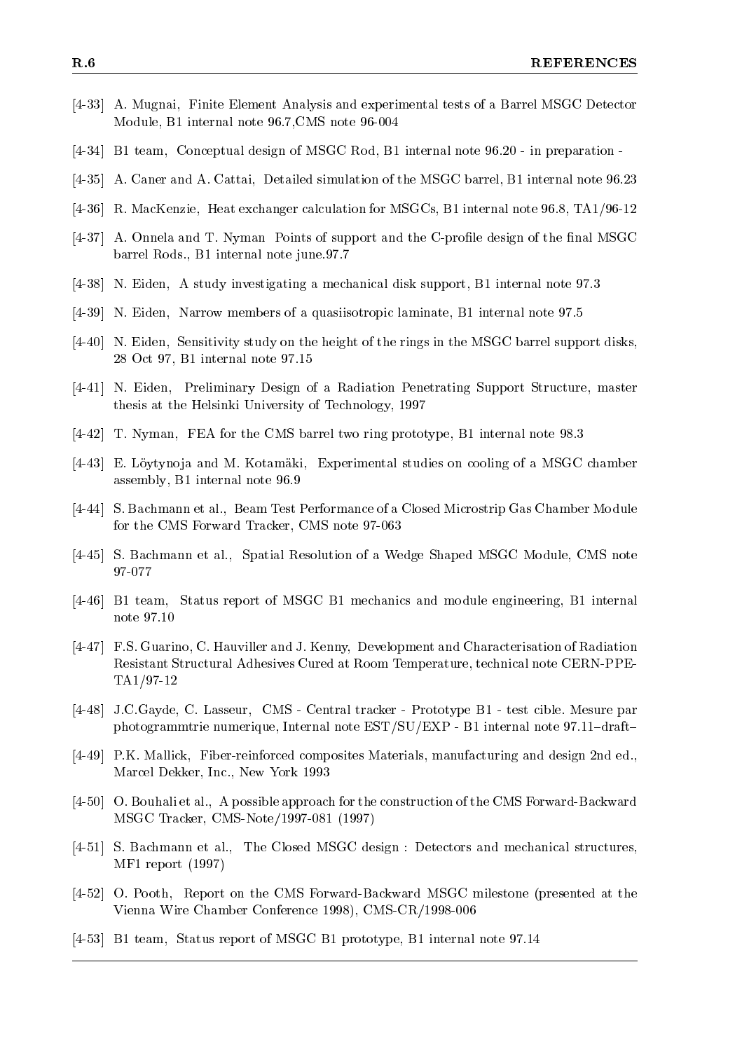[4-33] A. Mugnai, Finite Element Analysis and experimental tests of a Barrel MSGC Detector Module, B1 internal note 96.7,CMS note 96-004

[4-34] B1 team, Conceptual design of MSGC Rod, B1 internal note 96.20 - in preparation -

[4-35] A. Caner and A. Cattai, Detailed simulation of the MSGC barrel, B1 internal note 96.23

[4-36] R. MacKenzie, Heat exchanger calculation for MSGCs, B1 internal note 96.8, TA1/96-12

[4-37] A. Onnela and T. Nyman Points of support and the C-profile design of the final MSGC barrel Rods., B1 internal note june.97.7

[4-38] N. Eiden, A study investigating a mechanical disk support, B1 internal note 97.3

[4-39] N. Eiden, Narrow members of a quasiisotropic laminate, B1 internal note 97.5

[4-40] N. Eiden, Sensitivity study on the height of the rings in the MSGC barrel support disks, 28 Oct 97, B1 internal note 97.15

[4-41] N. Eiden, Preliminary Design of a Radiation Penetrating Support Structure, master thesis at the Helsinki University of Technology, 1997

[4-42] T. Nyman, FEA for the CMS barrel two ring prototype, B1 internal note 98.3

[4-43] E. Löytynoja and M. Kotamäki, Experimental studies on cooling of a MSGC chamber assembly, B1 internal note 96.9

[4-44] S. Bachmann et al., Beam Test Performance of a Closed Microstrip Gas Chamber Module for the CMS Forward Tracker, CMS note 97-063

[4-45] S. Bachmann et al., Spatial Resolution of a Wedge Shaped MSGC Module, CMS note 97-077

[4-46] B1 team, Status report of MSGC B1 mechanics and module engineering, B1 internal note 97.10

[4-47] F.S. Guarino, C. Hauviller and J. Kenny, Development and Characterisation of Radiation Resistant Structural Adhesives Cured at Room Temperature, technical note CERN-PPE-TA1/97-12

[4-48] J.C.Gayde, C. Lasseur, CMS - Central tracker - Prototype B1 - test cible. Mesure par photogrammtrie numerique, Internal note EST/SU/EXP - B1 internal note 97.11–draft–

[4-49] P.K. Mallick, Fiber-reinforced composites Materials, manufacturing and design 2nd ed., Marcel Dekker, Inc., New York 1993

[4-50] O. Bouhali et al., A possible approach for the construction of the CMS Forward-Backward MSGC Tracker, CMS-Note/1997-081 (1997)

[4-51] S. Bachmann et al., The Closed MSGC design : Detectors and mechanical structures, MF1 report (1997)

[4-52] O. Pooth, Report on the CMS Forward-Backward MSGC milestone (presented at the Vienna Wire Chamber Conference 1998), CMS-CR/1998-006

[4-53] B1 team, Status report of MSGC B1 prototype, B1 internal note 97.14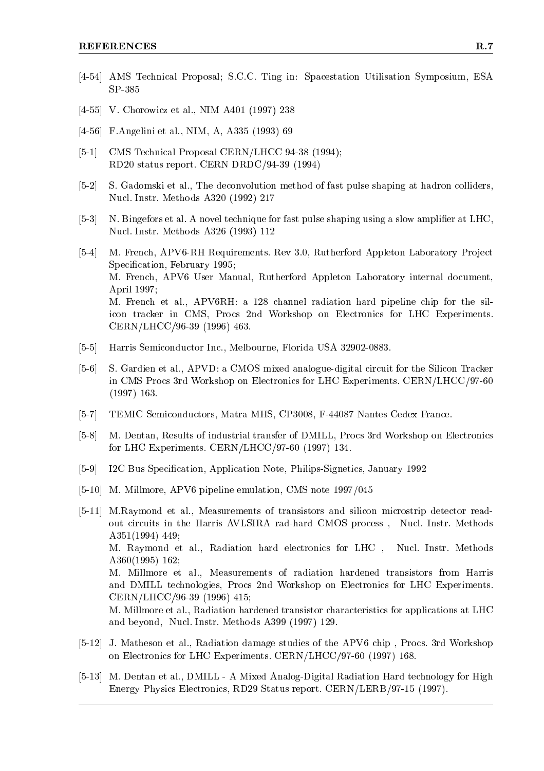[4-54] AMS Technical Proposal; S.C.C. Ting in: Spacestation Utilisation Symposium, ESA SP-385

[4-55] V. Chorowicz et al., NIM A401 (1997) 238

[4-56] F.Angelini et al., NIM, A, A335 (1993) 69

[5-1] CMS Technical Proposal CERN/LHCC 94-38 (1994);
RD20 status report. CERN DRDC/94-39 (1994)

[5-2] S. Gadomski et al., The deconvolution method of fast pulse shaping at hadron colliders, Nucl. Instr. Methods A320 (1992) 217

[5-3] N. Bingefors et al. A novel technique for fast pulse shaping using a slow amplifier at LHC, Nucl. Instr. Methods A326 (1993) 112

[5-4] M. French, APV6-RH Requirements. Rev 3.0, Rutherford Appleton Laboratory Project Specification, February 1995;
M. French, APV6 User Manual, Rutherford Appleton Laboratory internal document, April 1997;
M. French et al., APV6RH: a 128 channel radiation hard pipeline chip for the silicon tracker in CMS, Procs 2nd Workshop on Electronics for LHC Experiments. CERN/LHCC/96-39 (1996) 463.

[5-5] Harris Semiconductor Inc., Melbourne, Florida USA 32902-0883.

[5-6] S. Gardien et al., APVD: a CMOS mixed analogue-digital circuit for the Silicon Tracker in CMS Procs 3rd Workshop on Electronics for LHC Experiments. CERN/LHCC/97-60 (1997) 163.

[5-7] TEMIC Semiconductors, Matra MHS, CP3008, F-44087 Nantes Cedex France.

[5-8] M. Dentan, Results of industrial transfer of DMILL, Procs 3rd Workshop on Electronics for LHC Experiments. CERN/LHCC/97-60 (1997) 134.

[5-9] I2C Bus Specification, Application Note, Philips-Signetics, January 1992

[5-10] M. Millmore, APV6 pipeline emulation, CMS note 1997/045

[5-11] M.Raymond et al., Measurements of transistors and silicon microstrip detector readout circuits in the Harris AVLSIRA rad-hard CMOS process , Nucl. Instr. Methods A351(1994) 449;
M. Raymond et al., Radiation hard electronics for LHC , Nucl. Instr. Methods A360(1995) 162;
M. Millmore et al., Measurements of radiation hardened transistors from Harris and DMILL technologies, Procs 2nd Workshop on Electronics for LHC Experiments. CERN/LHCC/96-39 (1996) 415;
M. Millmore et al., Radiation hardened transistor characteristics for applications at LHC and beyond, Nucl. Instr. Methods A399 (1997) 129.

[5-12] J. Matheson et al., Radiation damage studies of the APV6 chip , Procs. 3rd Workshop on Electronics for LHC Experiments. CERN/LHCC/97-60 (1997) 168.

[5-13] M. Dentan et al., DMILL - A Mixed Analog-Digital Radiation Hard technology for High Energy Physics Electronics, RD29 Status report. CERN/LERB/97-15 (1997).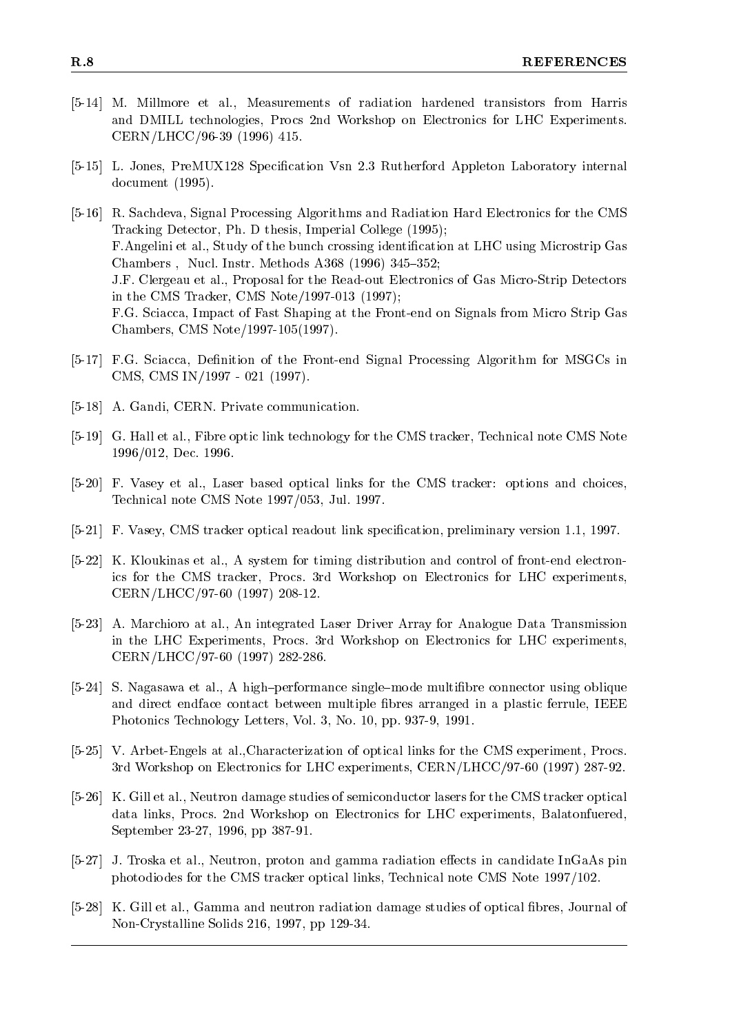[5-14] M. Millmore et al., Measurements of radiation hardened transistors from Harris and DMILL technologies, Procs 2nd Workshop on Electronics for LHC Experiments. CERN/LHCC/96-39 (1996) 415.

[5-15] L. Jones, PreMUX128 Specification Vsn 2.3 Rutherford Appleton Laboratory internal document (1995).

[5-16] R. Sachdeva, Signal Processing Algorithms and Radiation Hard Electronics for the CMS Tracking Detector, Ph. D thesis, Imperial College (1995);
F.Angelini et al., Study of the bunch crossing identification at LHC using Microstrip Gas Chambers , Nucl. Instr. Methods A368 (1996) 345–352;
J.F. Clergeau et al., Proposal for the Read-out Electronics of Gas Micro-Strip Detectors in the CMS Tracker, CMS Note/1997-013 (1997);
F.G. Sciacca, Impact of Fast Shaping at the Front-end on Signals from Micro Strip Gas Chambers, CMS Note/1997-105(1997).

[5-17] F.G. Sciacca, Definition of the Front-end Signal Processing Algorithm for MSGCs in CMS, CMS IN/1997 - 021 (1997).

[5-18] A. Gandi, CERN. Private communication.

[5-19] G. Hall et al., Fibre optic link technology for the CMS tracker, Technical note CMS Note 1996/012, Dec. 1996.

[5-20] F. Vasey et al., Laser based optical links for the CMS tracker: options and choices, Technical note CMS Note 1997/053, Jul. 1997.

[5-21] F. Vasey, CMS tracker optical readout link specification, preliminary version 1.1, 1997.

[5-22] K. Kloukinas et al., A system for timing distribution and control of front-end electronics for the CMS tracker, Procs. 3rd Workshop on Electronics for LHC experiments, CERN/LHCC/97-60 (1997) 208-12.

[5-23] A. Marchioro at al., An integrated Laser Driver Array for Analogue Data Transmission in the LHC Experiments, Procs. 3rd Workshop on Electronics for LHC experiments, CERN/LHCC/97-60 (1997) 282-286.

[5-24] S. Nagasawa et al., A high–performance single–mode multifibre connector using oblique and direct endface contact between multiple fibres arranged in a plastic ferrule, IEEE Photonics Technology Letters, Vol. 3, No. 10, pp. 937-9, 1991.

[5-25] V. Arbet-Engels at al.,Characterization of optical links for the CMS experiment, Procs. 3rd Workshop on Electronics for LHC experiments, CERN/LHCC/97-60 (1997) 287-92.

[5-26] K. Gill et al., Neutron damage studies of semiconductor lasers for the CMS tracker optical data links, Procs. 2nd Workshop on Electronics for LHC experiments, Balatonfuered, September 23-27, 1996, pp 387-91.

[5-27] J. Troska et al., Neutron, proton and gamma radiation effects in candidate InGaAs pin photodiodes for the CMS tracker optical links, Technical note CMS Note 1997/102.

[5-28] K. Gill et al., Gamma and neutron radiation damage studies of optical fibres, Journal of Non-Crystalline Solids 216, 1997, pp 129-34.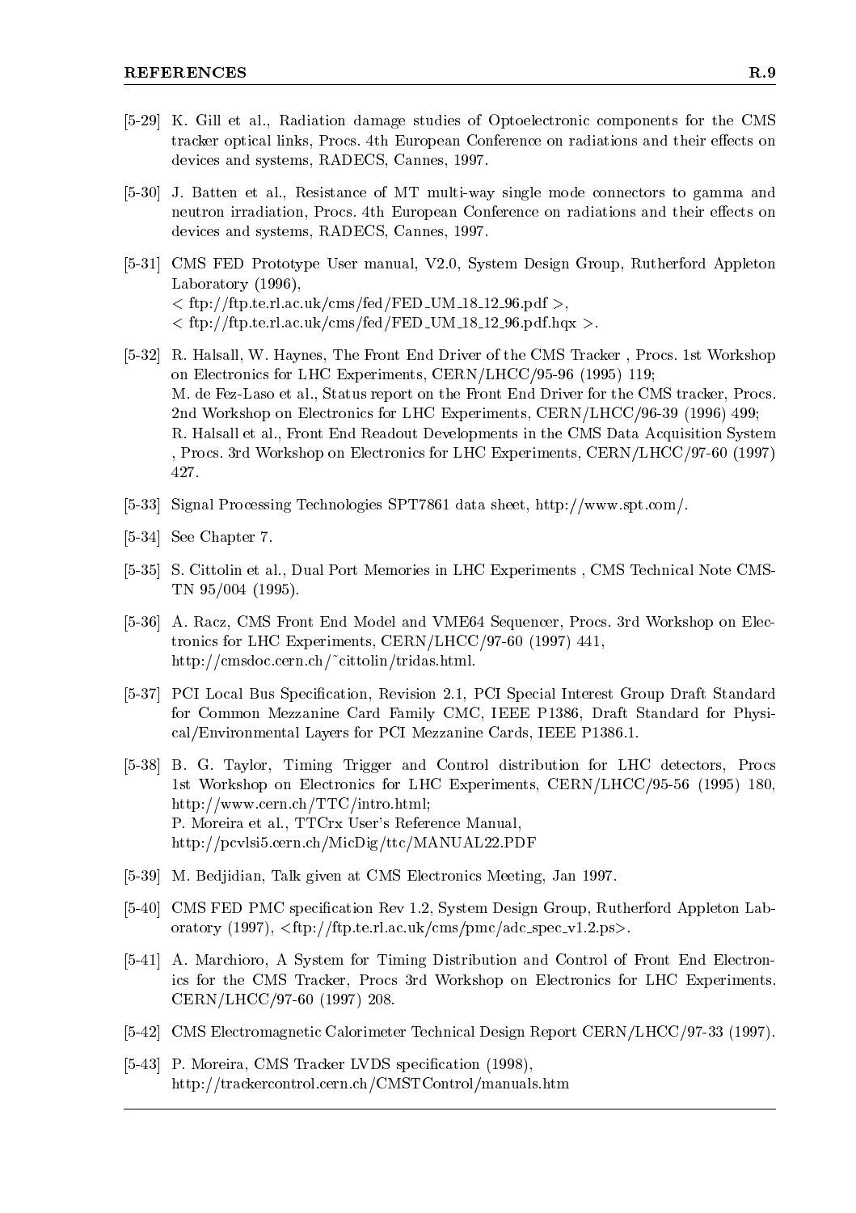[5-29] K. Gill et al., Radiation damage studies of Optoelectronic components for the CMS tracker optical links, Procs. 4th European Conference on radiations and their effects on devices and systems, RADECS, Cannes, 1997.

[5-30] J. Batten et al., Resistance of MT multi-way single mode connectors to gamma and neutron irradiation, Procs. 4th European Conference on radiations and their effects on devices and systems, RADECS, Cannes, 1997.

[5-31] CMS FED Prototype User manual, V2.0, System Design Group, Rutherford Appleton Laboratory (1996),
< ftp://ftp.te.rl.ac.uk/cms/fed/FED_UM_18_12_96.pdf >,
< ftp://ftp.te.rl.ac.uk/cms/fed/FED_UM_18_12_96.pdf.hqx >.

[5-32] R. Halsall, W. Haynes, The Front End Driver of the CMS Tracker , Procs. 1st Workshop on Electronics for LHC Experiments, CERN/LHCC/95-96 (1995) 119;
M. de Fez-Laso et al., Status report on the Front End Driver for the CMS tracker, Procs. 2nd Workshop on Electronics for LHC Experiments, CERN/LHCC/96-39 (1996) 499;
R. Halsall et al., Front End Readout Developments in the CMS Data Acquisition System , Procs. 3rd Workshop on Electronics for LHC Experiments, CERN/LHCC/97-60 (1997) 427.

[5-33] Signal Processing Technologies SPT7861 data sheet, http://www.spt.com/.

[5-34] See Chapter 7.

[5-35] S. Cittolin et al., Dual Port Memories in LHC Experiments , CMS Technical Note CMS-TN 95/004 (1995).

[5-36] A. Racz, CMS Front End Model and VME64 Sequencer, Procs. 3rd Workshop on Electronics for LHC Experiments, CERN/LHCC/97-60 (1997) 441,
http://cmsdoc.cern.ch/~cittolin/tridas.html.

[5-37] PCI Local Bus Specification, Revision 2.1, PCI Special Interest Group Draft Standard for Common Mezzanine Card Family CMC, IEEE P1386, Draft Standard for Physical/Environmental Layers for PCI Mezzanine Cards, IEEE P1386.1.

[5-38] B. G. Taylor, Timing Trigger and Control distribution for LHC detectors, Procs 1st Workshop on Electronics for LHC Experiments, CERN/LHCC/95-56 (1995) 180,
http://www.cern.ch/TTC/intro.html;
P. Moreira et al., TTCrx User's Reference Manual,
http://pcvlsi5.cern.ch/MicDig/ttc/MANUAL22.PDF

[5-39] M. Bedjidian, Talk given at CMS Electronics Meeting, Jan 1997.

[5-40] CMS FED PMC specification Rev 1.2, System Design Group, Rutherford Appleton Laboratory (1997), <ftp://ftp.te.rl.ac.uk/cms/pmc/adc_spec_v1.2.ps>.

[5-41] A. Marchioro, A System for Timing Distribution and Control of Front End Electronics for the CMS Tracker, Procs 3rd Workshop on Electronics for LHC Experiments. CERN/LHCC/97-60 (1997) 208.

[5-42] CMS Electromagnetic Calorimeter Technical Design Report CERN/LHCC/97-33 (1997).

[5-43] P. Moreira, CMS Tracker LVDS specification (1998),
http://trackercontrol.cern.ch/CMSTControl/manuals.htm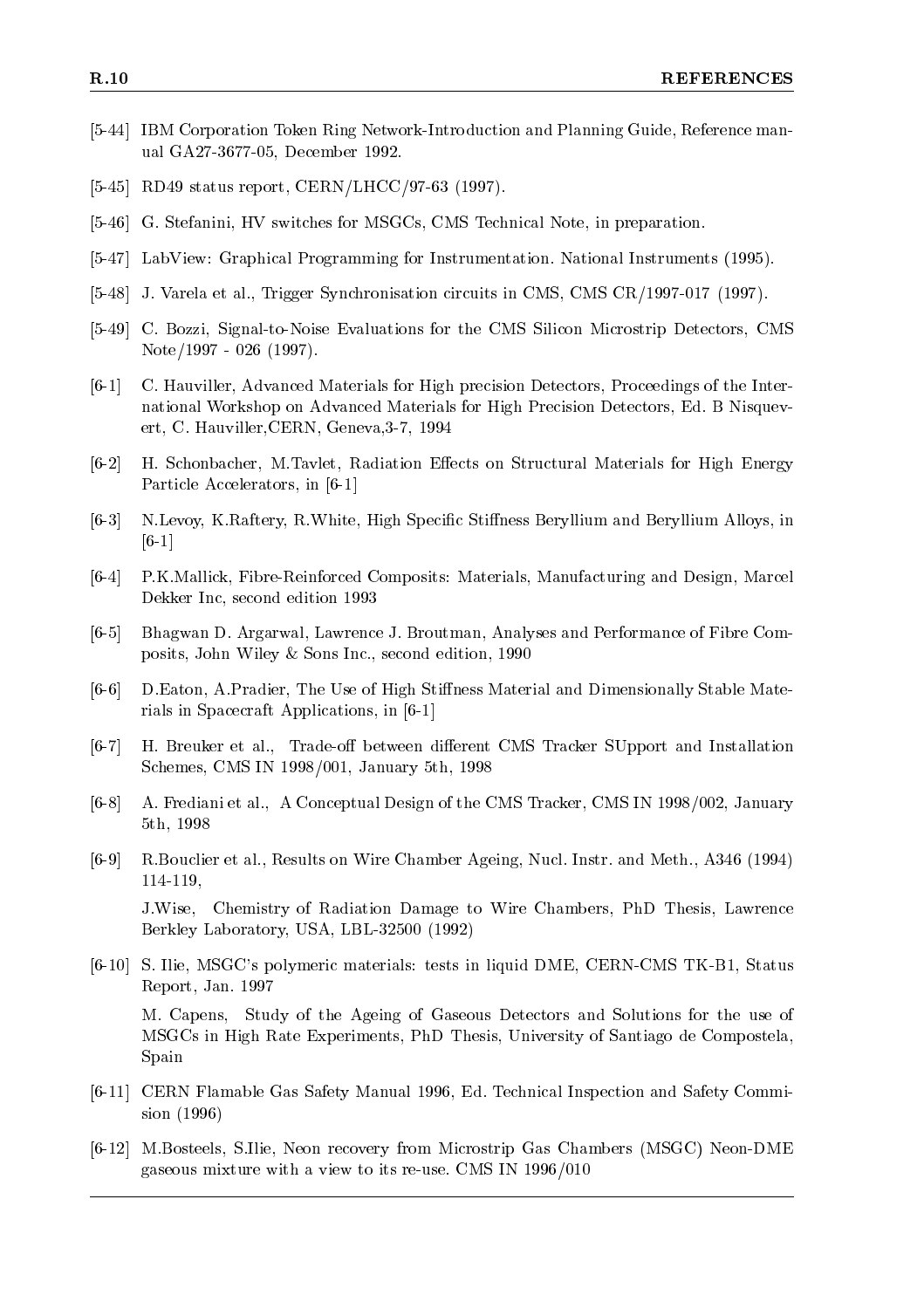[5-44] IBM Corporation Token Ring Network-Introduction and Planning Guide, Reference manual GA27-3677-05, December 1992.

[5-45] RD49 status report, CERN/LHCC/97-63 (1997).

[5-46] G. Stefanini, HV switches for MSGCs, CMS Technical Note, in preparation.

[5-47] LabView: Graphical Programming for Instrumentation. National Instruments (1995).

[5-48] J. Varela et al., Trigger Synchronisation circuits in CMS, CMS CR/1997-017 (1997).

[5-49] C. Bozzi, Signal-to-Noise Evaluations for the CMS Silicon Microstrip Detectors, CMS Note/1997 - 026 (1997).

[6-1] C. Hauviller, Advanced Materials for High precision Detectors, Proceedings of the International Workshop on Advanced Materials for High Precision Detectors, Ed. B Nisquevert, C. Hauviller,CERN, Geneva,3-7, 1994

[6-2] H. Schonbacher, M.Tavlet, Radiation Effects on Structural Materials for High Energy Particle Accelerators, in [6-1]

[6-3] N.Levoy, K.Raftery, R.White, High Specific Stiffness Beryllium and Beryllium Alloys, in [6-1]

[6-4] P.K.Mallick, Fibre-Reinforced Composits: Materials, Manufacturing and Design, Marcel Dekker Inc, second edition 1993

[6-5] Bhagwan D. Argarwal, Lawrence J. Broutman, Analyses and Performance of Fibre Composits, John Wiley & Sons Inc., second edition, 1990

[6-6] D.Eaton, A.Pradier, The Use of High Stiffness Material and Dimensionally Stable Materials in Spacecraft Applications, in [6-1]

[6-7] H. Breuker et al., Trade-off between different CMS Tracker SUpport and Installation Schemes, CMS IN 1998/001, January 5th, 1998

[6-8] A. Frediani et al., A Conceptual Design of the CMS Tracker, CMS IN 1998/002, January 5th, 1998

[6-9] R.Bouclier et al., Results on Wire Chamber Ageing, Nucl. Instr. and Meth., A346 (1994) 114-119,

J.Wise, Chemistry of Radiation Damage to Wire Chambers, PhD Thesis, Lawrence Berkley Laboratory, USA, LBL-32500 (1992)

[6-10] S. Ilie, MSGC's polymeric materials: tests in liquid DME, CERN-CMS TK-B1, Status Report, Jan. 1997

M. Capens, Study of the Ageing of Gaseous Detectors and Solutions for the use of MSGCs in High Rate Experiments, PhD Thesis, University of Santiago de Compostela, Spain

[6-11] CERN Flamable Gas Safety Manual 1996, Ed. Technical Inspection and Safety Commision (1996)

[6-12] M.Bosteels, S.Ilie, Neon recovery from Microstrip Gas Chambers (MSGC) Neon-DME gaseous mixture with a view to its re-use. CMS IN 1996/010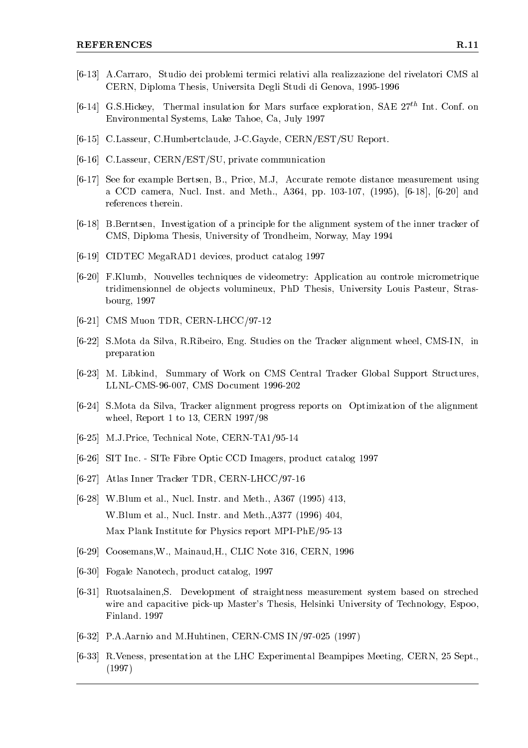[6-13] A.Carraro, Studio dei problemi termici relativi alla realizzazione del rivelatori CMS al CERN, Diploma Thesis, Universita Degli Studi di Genova, 1995-1996

[6-14] G.S.Hickey, Thermal insulation for Mars surface exploration, SAE $27^{th}$ Int. Conf. on Environmental Systems, Lake Tahoe, Ca, July 1997

[6-15] C.Lasseur, C.Humbertclaude, J-C.Gayde, CERN/EST/SU Report.

[6-16] C.Lasseur, CERN/EST/SU, private communication

[6-17] See for example Bertsen, B., Price, M.J, Accurate remote distance measurement using a CCD camera, Nucl. Inst. and Meth., A364, pp. 103-107, (1995), [6-18], [6-20] and references therein.

[6-18] B.Berntsen, Investigation of a principle for the alignment system of the inner tracker of CMS, Diploma Thesis, University of Trondheim, Norway, May 1994

[6-19] CIDTEC MegaRAD1 devices, product catalog 1997

[6-20] F.Klumb, Nouvelles techniques de videometry: Application au controle micrometrique tridimensionnel de objects volumineux, PhD Thesis, University Louis Pasteur, Strasbourg, 1997

[6-21] CMS Muon TDR, CERN-LHCC/97-12

[6-22] S.Mota da Silva, R.Ribeiro, Eng. Studies on the Tracker alignment wheel, CMS-IN, in preparation

[6-23] M. Libkind, Summary of Work on CMS Central Tracker Global Support Structures, LLNL-CMS-96-007, CMS Document 1996-202

[6-24] S.Mota da Silva, Tracker alignment progress reports on Optimization of the alignment wheel, Report 1 to 13, CERN 1997/98

[6-25] M.J.Price, Technical Note, CERN-TA1/95-14

[6-26] SIT Inc. - SITe Fibre Optic CCD Imagers, product catalog 1997

[6-27] Atlas Inner Tracker TDR, CERN-LHCC/97-16

[6-28] W.Blum et al., Nucl. Instr. and Meth., A367 (1995) 413,
W.Blum et al., Nucl. Instr. and Meth.,A377 (1996) 404,
Max Plank Institute for Physics report MPI-PhE/95-13

[6-29] Coosemans,W., Mainaud,H., CLIC Note 316, CERN, 1996

[6-30] Fogale Nanotech, product catalog, 1997

[6-31] Ruotsalainen,S. Development of straightness measurement system based on streched wire and capacitive pick-up Master's Thesis, Helsinki University of Technology, Espoo, Finland. 1997

[6-32] P.A.Aarnio and M.Huhtinen, CERN-CMS IN/97-025 (1997)

[6-33] R.Veness, presentation at the LHC Experimental Beampipes Meeting, CERN, 25 Sept., (1997)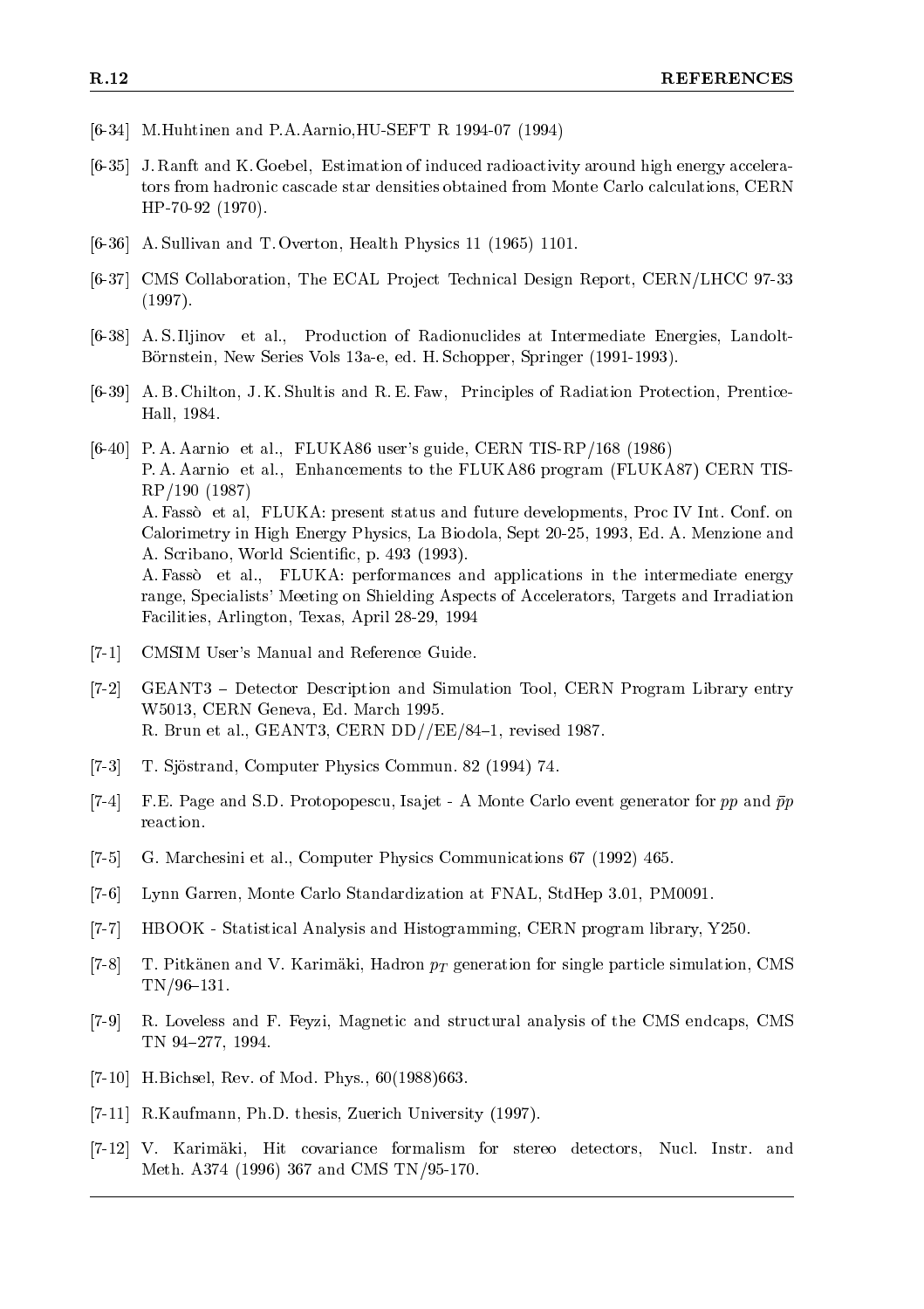[6-34] M.Huhtinen and P.A.Aarnio,HU-SEFT R 1994-07 (1994)

[6-35] J. Ranft and K. Goebel, Estimation of induced radioactivity around high energy accelerators from hadronic cascade star densities obtained from Monte Carlo calculations, CERN HP-70-92 (1970).

[6-36] A. Sullivan and T. Overton, Health Physics 11 (1965) 1101.

[6-37] CMS Collaboration, The ECAL Project Technical Design Report, CERN/LHCC 97-33 (1997).

[6-38] A. S. Iljinov et al., Production of Radionuclides at Intermediate Energies, Landolt-Börnstein, New Series Vols 13a-e, ed. H. Schopper, Springer (1991-1993).

[6-39] A. B. Chilton, J. K. Shultis and R. E. Faw, Principles of Radiation Protection, Prentice-Hall, 1984.

[6-40] P. A. Aarnio et al., FLUKA86 user's guide, CERN TIS-RP/168 (1986)
P. A. Aarnio et al., Enhancements to the FLUKA86 program (FLUKA87) CERN TIS-RP/190 (1987)
A. Fassò et al, FLUKA: present status and future developments, Proc IV Int. Conf. on Calorimetry in High Energy Physics, La Biodola, Sept 20-25, 1993, Ed. A. Menzione and A. Scribano, World Scientific, p. 493 (1993).
A. Fassò et al., FLUKA: performances and applications in the intermediate energy range, Specialists' Meeting on Shielding Aspects of Accelerators, Targets and Irradiation Facilities, Arlington, Texas, April 28-29, 1994

[7-1] CMSIM User's Manual and Reference Guide.

[7-2] GEANT3 – Detector Description and Simulation Tool, CERN Program Library entry W5013, CERN Geneva, Ed. March 1995.
R. Brun et al., GEANT3, CERN DD//EE/84–1, revised 1987.

[7-3] T. Sjöstrand, Computer Physics Commun. 82 (1994) 74.

[7-4] F.E. Page and S.D. Protopopescu, Isajet - A Monte Carlo event generator for $pp$ and $\bar{p}p$ reaction.

[7-5] G. Marchesini et al., Computer Physics Communications 67 (1992) 465.

[7-6] Lynn Garren, Monte Carlo Standardization at FNAL, StdHep 3.01, PM0091.

[7-7] HBOOK - Statistical Analysis and Histogramming, CERN program library, Y250.

[7-8] T. Pitkänen and V. Karimäki, Hadron $p_T$ generation for single particle simulation, CMS TN/96–131.

[7-9] R. Loveless and F. Feyzi, Magnetic and structural analysis of the CMS endcaps, CMS TN 94–277, 1994.

[7-10] H.Bichsel, Rev. of Mod. Phys., 60(1988)663.

[7-11] R.Kaufmann, Ph.D. thesis, Zuerich University (1997).

[7-12] V. Karimäki, Hit covariance formalism for stereo detectors, Nucl. Instr. and Meth. A374 (1996) 367 and CMS TN/95-170.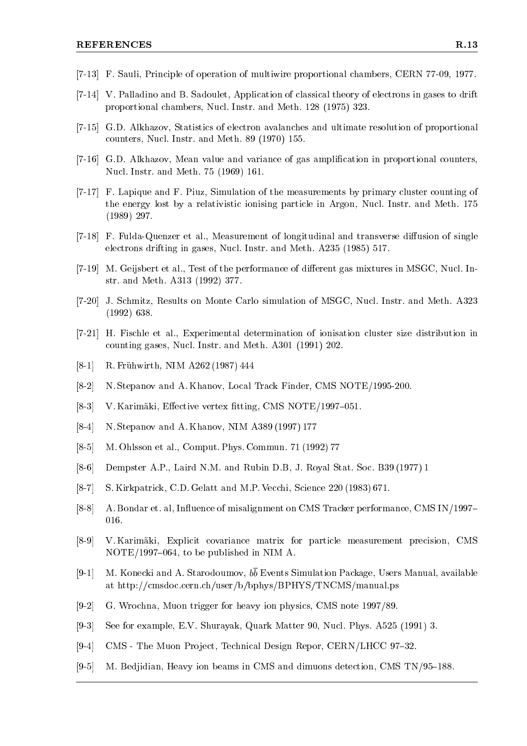[7-13] F. Sauli, Principle of operation of multiwire proportional chambers, CERN 77-09, 1977.

[7-14] V. Palladino and B. Sadoulet, Application of classical theory of electrons in gases to drift proportional chambers, Nucl. Instr. and Meth. 128 (1975) 323.

[7-15] G.D. Alkhazov, Statistics of electron avalanches and ultimate resolution of proportional counters, Nucl. Instr. and Meth. 89 (1970) 155.

[7-16] G.D. Alkhazov, Mean value and variance of gas amplification in proportional counters, Nucl. Instr. and Meth. 75 (1969) 161.

[7-17] F. Lapique and F. Piuz, Simulation of the measurements by primary cluster counting of the energy lost by a relativistic ionising particle in Argon, Nucl. Instr. and Meth. 175 (1989) 297.

[7-18] F. Fulda-Quenzer et al., Measurement of longitudinal and transverse diffusion of single electrons drifting in gases, Nucl. Instr. and Meth. A235 (1985) 517.

[7-19] M. Geijsbert et al., Test of the performance of different gas mixtures in MSGC, Nucl. Instr. and Meth. A313 (1992) 377.

[7-20] J. Schmitz, Results on Monte Carlo simulation of MSGC, Nucl. Instr. and Meth. A323 (1992) 638.

[7-21] H. Fischle et al., Experimental determination of ionisation cluster size distribution in counting gases, Nucl. Instr. and Meth. A301 (1991) 202.

[8-1] R. Frühwirth, NIM A262 (1987) 444

[8-2] N. Stepanov and A. Khanov, Local Track Finder, CMS NOTE/1995-200.

[8-3] V. Karimäki, Effective vertex fitting, CMS NOTE/1997–051.

[8-4] N. Stepanov and A. Khanov, NIM A389 (1997) 177

[8-5] M. Ohlsson et al., Comput. Phys. Commun. 71 (1992) 77

[8-6] Dempster A.P., Laird N.M. and Rubin D.B, J. Royal Stat. Soc. B39 (1977) 1

[8-7] S. Kirkpatrick, C.D. Gelatt and M.P. Vecchi, Science 220 (1983) 671.

[8-8] A. Bondar et. al, Influence of misalignment on CMS Tracker performance, CMS IN/1997–016.

[8-9] V. Karimäki, Explicit covariance matrix for particle measurement precision, CMS NOTE/1997–064, to be published in NIM A.

[9-1] M. Konecki and A. Starodoumov, $b\bar{b}$ Events Simulation Package, Users Manual, available at http://cmsdoc.cern.ch/user/b/bphys/BPHYS/TNCMS/manual.ps

[9-2] G. Wrochna, Muon trigger for heavy ion physics, CMS note 1997/89.

[9-3] See for example, E.V. Shurayak, Quark Matter 90, Nucl. Phys. A525 (1991) 3.

[9-4] CMS - The Muon Project, Technical Design Repor, CERN/LHCC 97–32.

[9-5] M. Bedjidian, Heavy ion beams in CMS and dimuons detection, CMS TN/95–188.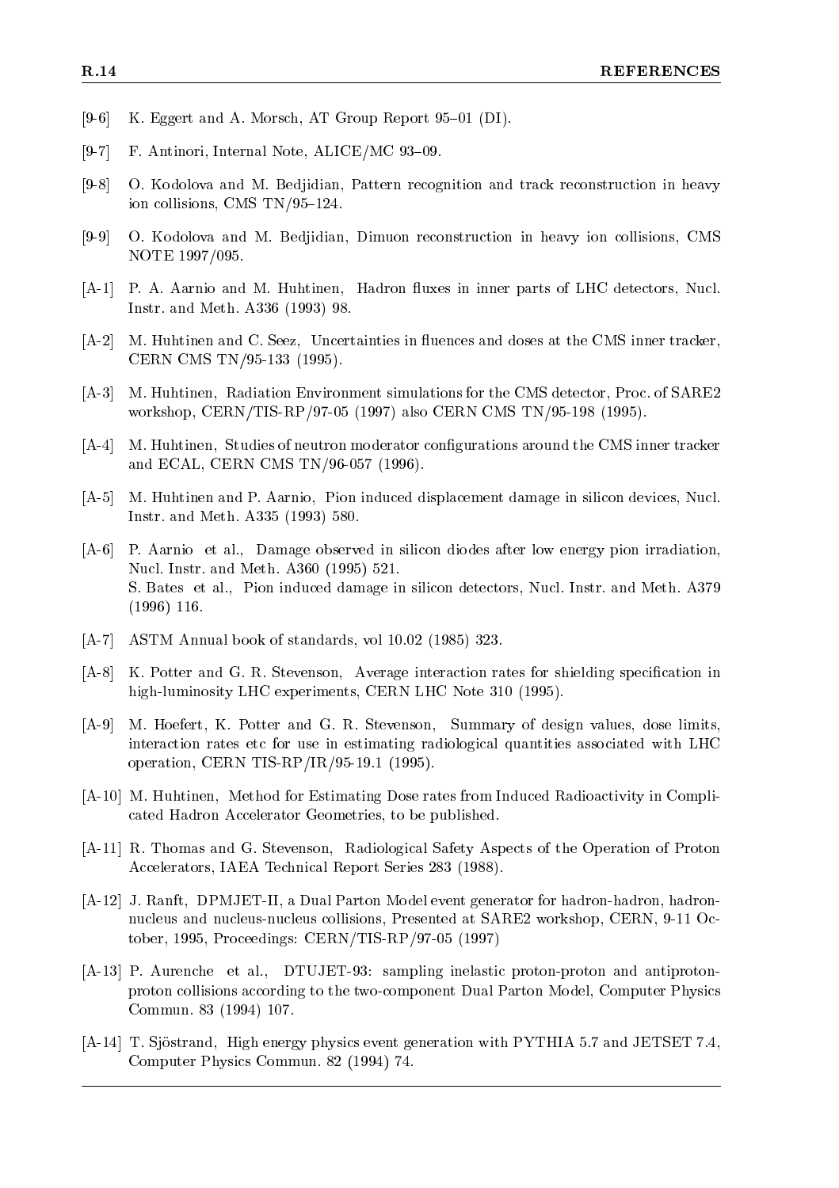[9-6] K. Eggert and A. Morsch, AT Group Report 95–01 (DI).

[9-7] F. Antinori, Internal Note, ALICE/MC 93–09.

[9-8] O. Kodolova and M. Bedjidian, Pattern recognition and track reconstruction in heavy ion collisions, CMS TN/95–124.

[9-9] O. Kodolova and M. Bedjidian, Dimuon reconstruction in heavy ion collisions, CMS NOTE 1997/095.

[A-1] P. A. Aarnio and M. Huhtinen, Hadron fluxes in inner parts of LHC detectors, Nucl. Instr. and Meth. A336 (1993) 98.

[A-2] M. Huhtinen and C. Seez, Uncertainties in fluences and doses at the CMS inner tracker, CERN CMS TN/95-133 (1995).

[A-3] M. Huhtinen, Radiation Environment simulations for the CMS detector, Proc. of SARE2 workshop, CERN/TIS-RP/97-05 (1997) also CERN CMS TN/95-198 (1995).

[A-4] M. Huhtinen, Studies of neutron moderator configurations around the CMS inner tracker and ECAL, CERN CMS TN/96-057 (1996).

[A-5] M. Huhtinen and P. Aarnio, Pion induced displacement damage in silicon devices, Nucl. Instr. and Meth. A335 (1993) 580.

[A-6] P. Aarnio et al., Damage observed in silicon diodes after low energy pion irradiation, Nucl. Instr. and Meth. A360 (1995) 521.
S. Bates et al., Pion induced damage in silicon detectors, Nucl. Instr. and Meth. A379 (1996) 116.

[A-7] ASTM Annual book of standards, vol 10.02 (1985) 323.

[A-8] K. Potter and G. R. Stevenson, Average interaction rates for shielding specification in high-luminosity LHC experiments, CERN LHC Note 310 (1995).

[A-9] M. Hoefert, K. Potter and G. R. Stevenson, Summary of design values, dose limits, interaction rates etc for use in estimating radiological quantities associated with LHC operation, CERN TIS-RP/IR/95-19.1 (1995).

[A-10] M. Huhtinen, Method for Estimating Dose rates from Induced Radioactivity in Complicated Hadron Accelerator Geometries, to be published.

[A-11] R. Thomas and G. Stevenson, Radiological Safety Aspects of the Operation of Proton Accelerators, IAEA Technical Report Series 283 (1988).

[A-12] J. Ranft, DPMJET-II, a Dual Parton Model event generator for hadron-hadron, hadron-nucleus and nucleus-nucleus collisions, Presented at SARE2 workshop, CERN, 9-11 October, 1995, Proceedings: CERN/TIS-RP/97-05 (1997)

[A-13] P. Aurenche et al., DTUJET-93: sampling inelastic proton-proton and antiproton-proton collisions according to the two-component Dual Parton Model, Computer Physics Commun. 83 (1994) 107.

[A-14] T. Sjöstrand, High energy physics event generation with PYTHIA 5.7 and JETSET 7.4, Computer Physics Commun. 82 (1994) 74.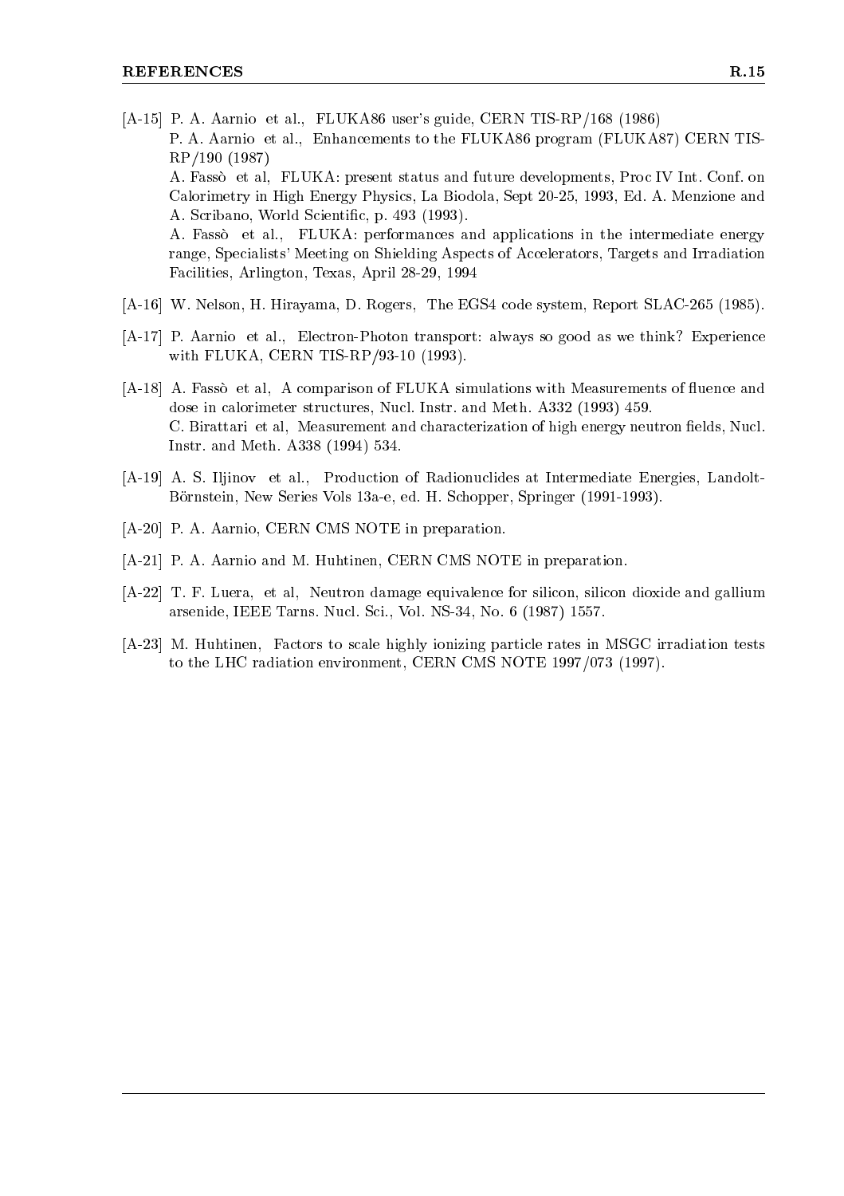[A-15] P. A. Aarnio et al., FLUKA86 user's guide, CERN TIS-RP/168 (1986)
P. A. Aarnio et al., Enhancements to the FLUKA86 program (FLUKA87) CERN TIS-RP/190 (1987)
A. Fassò et al, FLUKA: present status and future developments, Proc IV Int. Conf. on Calorimetry in High Energy Physics, La Biodola, Sept 20-25, 1993, Ed. A. Menzione and A. Scribano, World Scientific, p. 493 (1993).
A. Fassò et al., FLUKA: performances and applications in the intermediate energy range, Specialists' Meeting on Shielding Aspects of Accelerators, Targets and Irradiation Facilities, Arlington, Texas, April 28-29, 1994

[A-16] W. Nelson, H. Hirayama, D. Rogers, The EGS4 code system, Report SLAC-265 (1985).

[A-17] P. Aarnio et al., Electron-Photon transport: always so good as we think? Experience with FLUKA, CERN TIS-RP/93-10 (1993).

[A-18] A. Fassò et al, A comparison of FLUKA simulations with Measurements of fluence and dose in calorimeter structures, Nucl. Instr. and Meth. A332 (1993) 459.
C. Birattari et al, Measurement and characterization of high energy neutron fields, Nucl. Instr. and Meth. A338 (1994) 534.

[A-19] A. S. Iljinov et al., Production of Radionuclides at Intermediate Energies, Landolt-Börnstein, New Series Vols 13a-e, ed. H. Schopper, Springer (1991-1993).

[A-20] P. A. Aarnio, CERN CMS NOTE in preparation.

[A-21] P. A. Aarnio and M. Huhtinen, CERN CMS NOTE in preparation.

[A-22] T. F. Luera, et al, Neutron damage equivalence for silicon, silicon dioxide and gallium arsenide, IEEE Tarns. Nucl. Sci., Vol. NS-34, No. 6 (1987) 1557.

[A-23] M. Huhtinen, Factors to scale highly ionizing particle rates in MSGC irradiation tests to the LHC radiation environment, CERN CMS NOTE 1997/073 (1997).